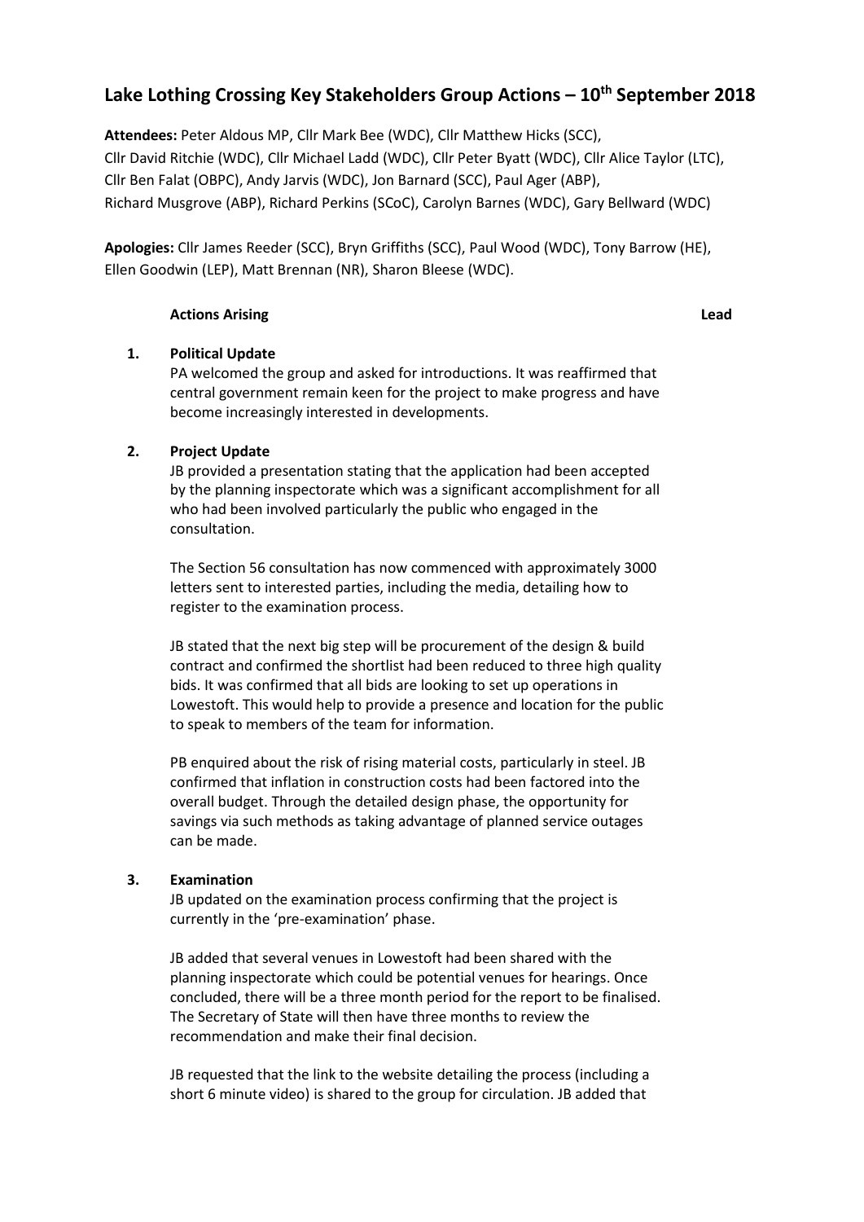# Lake Lothing Crossing Key Stakeholders Group Actions – 10th September 2018

**Attendees:** Peter Aldous MP, Cllr Mark Bee (WDC), Cllr Matthew Hicks (SCC), Cllr David Ritchie (WDC), Cllr Michael Ladd (WDC), Cllr Peter Byatt (WDC), Cllr Alice Taylor (LTC), Cllr Ben Falat (OBPC), Andy Jarvis (WDC), Jon Barnard (SCC), Paul Ager (ABP), Richard Musgrove (ABP), Richard Perkins (SCoC), Carolyn Barnes (WDC), Gary Bellward (WDC)

**Apologies:** Cllr James Reeder (SCC), Bryn Griffiths (SCC), Paul Wood (WDC), Tony Barrow (HE), Ellen Goodwin (LEP), Matt Brennan (NR), Sharon Bleese (WDC).

**Actions Arising** **Lead**

**1. Political Update**

PA welcomed the group and asked for introductions. It was reaffirmed that central government remain keen for the project to make progress and have become increasingly interested in developments.

**2. Project Update**

JB provided a presentation stating that the application had been accepted by the planning inspectorate which was a significant accomplishment for all who had been involved particularly the public who engaged in the consultation.

The Section 56 consultation has now commenced with approximately 3000 letters sent to interested parties, including the media, detailing how to register to the examination process.

JB stated that the next big step will be procurement of the design & build contract and confirmed the shortlist had been reduced to three high quality bids. It was confirmed that all bids are looking to set up operations in Lowestoft. This would help to provide a presence and location for the public to speak to members of the team for information.

PB enquired about the risk of rising material costs, particularly in steel. JB confirmed that inflation in construction costs had been factored into the overall budget. Through the detailed design phase, the opportunity for savings via such methods as taking advantage of planned service outages can be made.

**3. Examination**

JB updated on the examination process confirming that the project is currently in the 'pre-examination' phase.

JB added that several venues in Lowestoft had been shared with the planning inspectorate which could be potential venues for hearings. Once concluded, there will be a three month period for the report to be finalised. The Secretary of State will then have three months to review the recommendation and make their final decision.

JB requested that the link to the website detailing the process (including a short 6 minute video) is shared to the group for circulation. JB added that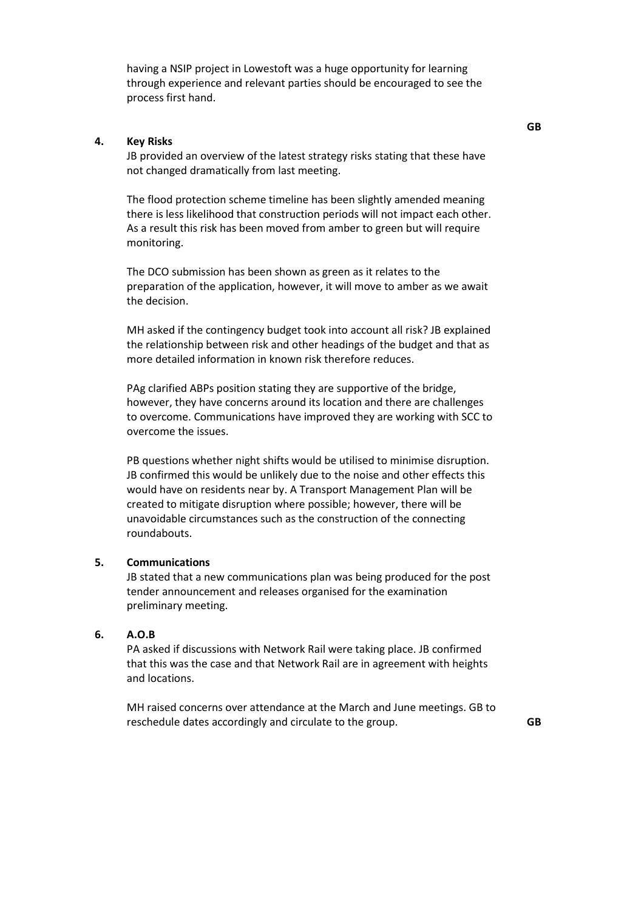having a NSIP project in Lowestoft was a huge opportunity for learning through experience and relevant parties should be encouraged to see the process first hand.

**GB**

**4. Key Risks**

JB provided an overview of the latest strategy risks stating that these have not changed dramatically from last meeting.

The flood protection scheme timeline has been slightly amended meaning there is less likelihood that construction periods will not impact each other. As a result this risk has been moved from amber to green but will require monitoring.

The DCO submission has been shown as green as it relates to the preparation of the application, however, it will move to amber as we await the decision.

MH asked if the contingency budget took into account all risk? JB explained the relationship between risk and other headings of the budget and that as more detailed information in known risk therefore reduces.

PAg clarified ABPs position stating they are supportive of the bridge, however, they have concerns around its location and there are challenges to overcome. Communications have improved they are working with SCC to overcome the issues.

PB questions whether night shifts would be utilised to minimise disruption. JB confirmed this would be unlikely due to the noise and other effects this would have on residents near by. A Transport Management Plan will be created to mitigate disruption where possible; however, there will be unavoidable circumstances such as the construction of the connecting roundabouts.

**5. Communications**

JB stated that a new communications plan was being produced for the post tender announcement and releases organised for the examination preliminary meeting.

**6. A.O.B**

PA asked if discussions with Network Rail were taking place. JB confirmed that this was the case and that Network Rail are in agreement with heights and locations.

MH raised concerns over attendance at the March and June meetings. GB to reschedule dates accordingly and circulate to the group. **GB**